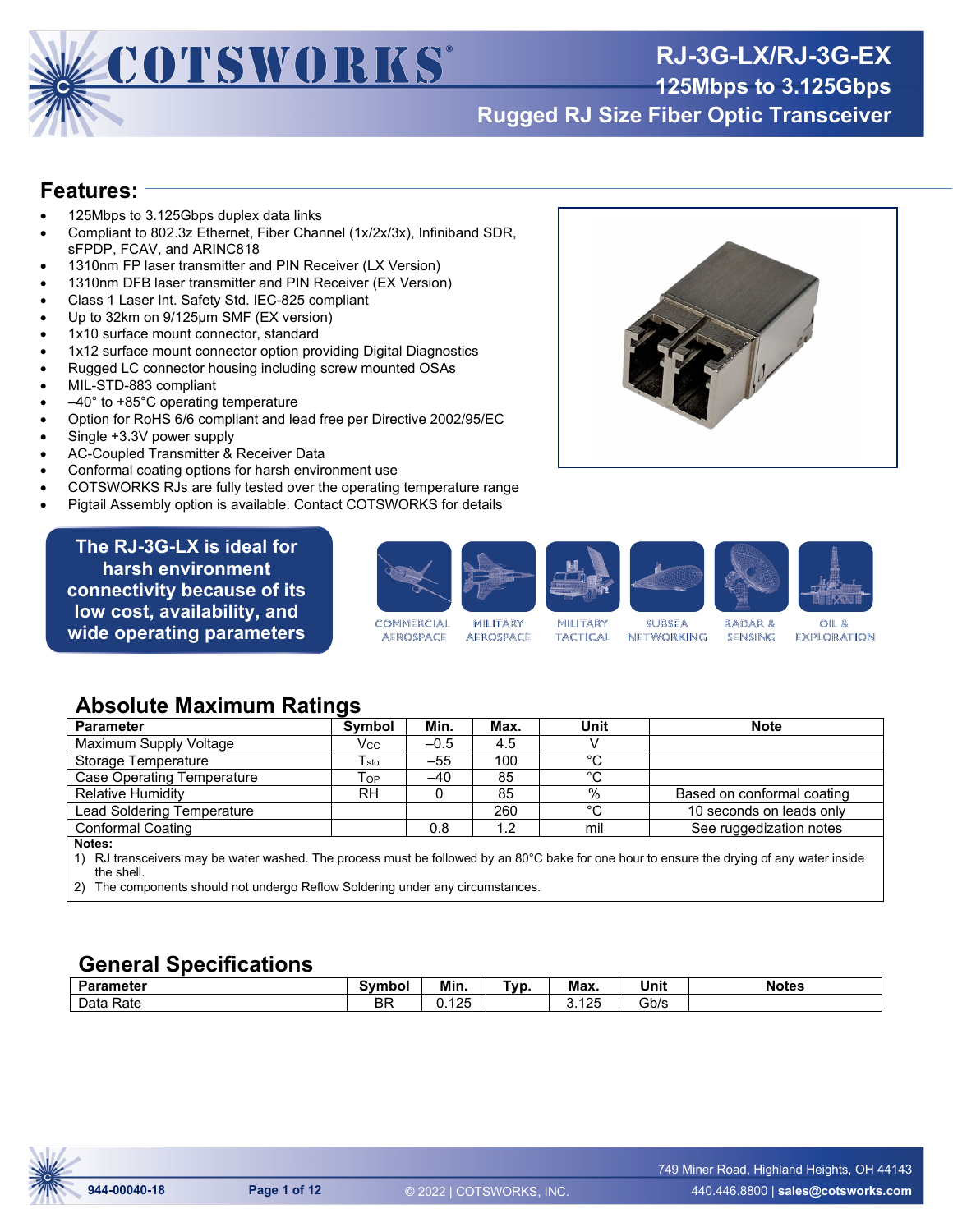# RJ-3G-LX/RJ-3G-EX

## 125Mbps to 3.125Gbps

## Rugged RJ Size Fiber Optic Transceiver

## Features:

- 125Mbps to 3.125Gbps duplex data links
- Compliant to 802.3z Ethernet, Fiber Channel (1x/2x/3x), Infiniband SDR, sFPDP, FCAV, and ARINC818
- 1310nm FP laser transmitter and PIN Receiver (LX Version)
- 1310nm DFB laser transmitter and PIN Receiver (EX Version)
- Class 1 Laser Int. Safety Std. IEC-825 compliant
- Up to 32km on 9/125µm SMF (EX version)
- 1x10 surface mount connector, standard
- 1x12 surface mount connector option providing Digital Diagnostics
- Rugged LC connector housing including screw mounted OSAs
- MIL-STD-883 compliant
- –40° to +85°C operating temperature
- Option for RoHS 6/6 compliant and lead free per Directive 2002/95/EC
- Single +3.3V power supply
- AC-Coupled Transmitter & Receiver Data
- Conformal coating options for harsh environment use
- COTSWORKS RJs are fully tested over the operating temperature range
- Pigtail Assembly option is available. Contact COTSWORKS for details

**The RJ-3G-LX is ideal for harsh environment connectivity because of its low cost, availability, and wide operating parameters**

COMMERCIAL AEROSPACE | MILITARY AEROSPACE | MILITARY TACTICAL | SUBSEA NETWORKING | RADAR & SENSING | OIL & EXPLORATION

## Absolute Maximum Ratings

| Parameter | Symbol | Min. | Max. | Unit | Note |
|---|---|---|---|---|---|
| Maximum Supply Voltage | $V_{CC}$ | –0.5 | 4.5 | V | |
| Storage Temperature | $T_{sto}$ | –55 | 100 | °C | |
| Case Operating Temperature | $T_{OP}$ | –40 | 85 | °C | |
| Relative Humidity | RH | 0 | 85 | % | Based on conformal coating |
| Lead Soldering Temperature | | | 260 | °C | 10 seconds on leads only |
| Conformal Coating | | 0.8 | 1.2 | mil | See ruggedization notes |

**Notes:**

1) RJ transceivers may be water washed. The process must be followed by an 80°C bake for one hour to ensure the drying of any water inside the shell.
2) The components should not undergo Reflow Soldering under any circumstances.

## General Specifications

| Parameter | Symbol | Min. | Typ. | Max. | Unit | Notes |
|---|---|---|---|---|---|---|
| Data Rate | BR | 0.125 | | 3.125 | Gb/s | |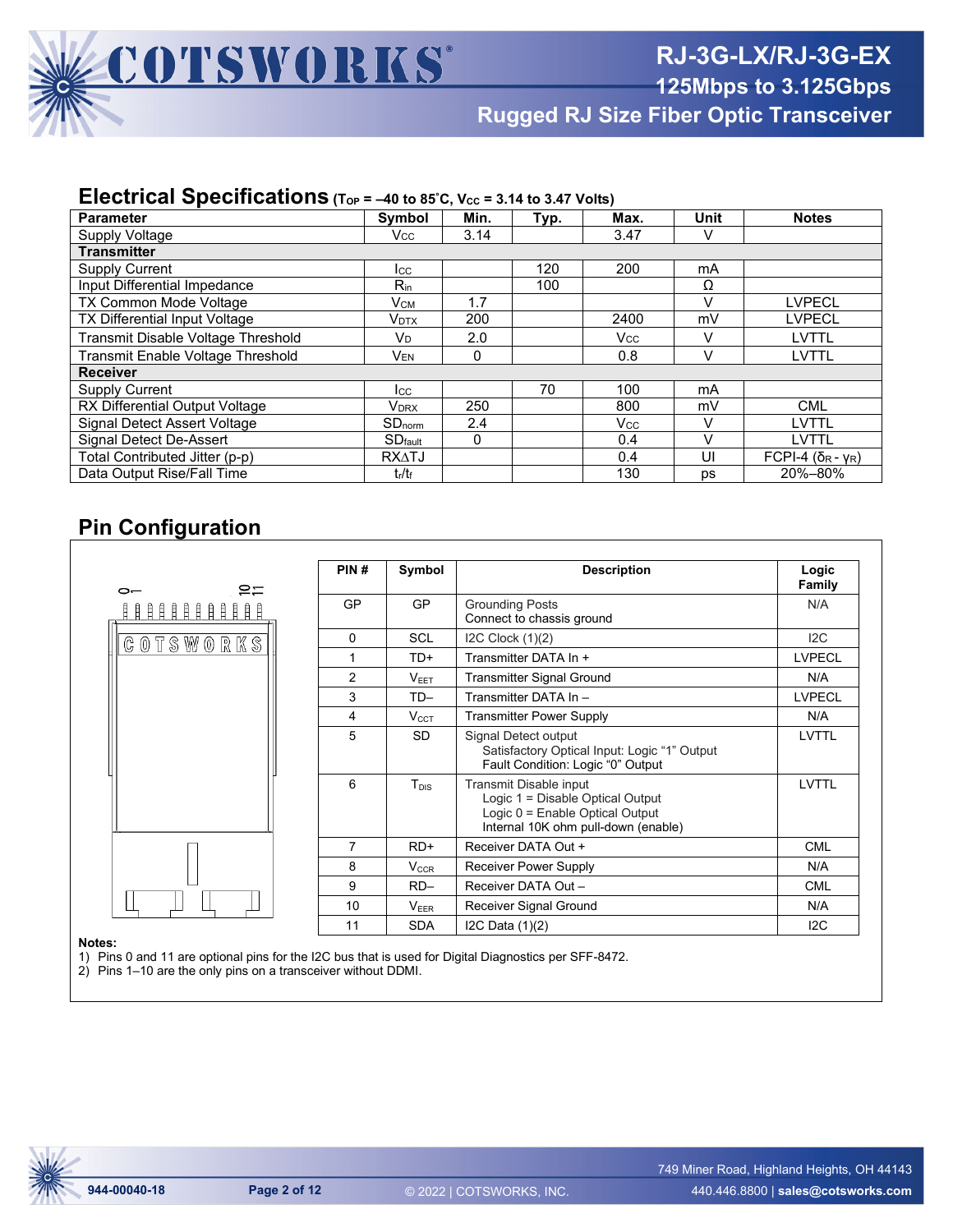## Electrical Specifications ($T_{OP}$ = –40 to 85˚C, $V_{CC}$ = 3.14 to 3.47 Volts)

| Parameter | Symbol | Min. | Typ. | Max. | Unit | Notes |
|---|---|---|---|---|---|---|
| Supply Voltage | $V_{CC}$ | 3.14 | | 3.47 | V | |
| **Transmitter** | | | | | | |
| Supply Current | $I_{CC}$ | | 120 | 200 | mA | |
| Input Differential Impedance | $R_{in}$ | | 100 | | Ω | |
| TX Common Mode Voltage | $V_{CM}$ | 1.7 | | | V | LVPECL |
| TX Differential Input Voltage | $V_{DTX}$ | 200 | | 2400 | mV | LVPECL |
| Transmit Disable Voltage Threshold | $V_D$ | 2.0 | | $V_{CC}$ | V | LVTTL |
| Transmit Enable Voltage Threshold | $V_{EN}$ | 0 | | 0.8 | V | LVTTL |
| **Receiver** | | | | | | |
| Supply Current | $I_{CC}$ | | 70 | 100 | mA | |
| RX Differential Output Voltage | $V_{DRX}$ | 250 | | 800 | mV | CML |
| Signal Detect Assert Voltage | $SD_{norm}$ | 2.4 | | $V_{CC}$ | V | LVTTL |
| Signal Detect De-Assert | $SD_{fault}$ | 0 | | 0.4 | V | LVTTL |
| Total Contributed Jitter (p-p) | RXΔTJ | | | 0.4 | UI | FCPI-4 ($\delta_R$ - $\gamma_R$) |
| Data Output Rise/Fall Time | $t_r/t_f$ | | | 130 | ps | 20%–80% |

## Pin Configuration

| PIN # | Symbol | Description | Logic Family |
|---|---|---|---|
| GP | GP | Grounding Posts<br>Connect to chassis ground | N/A |
| 0 | SCL | I2C Clock (1)(2) | I2C |
| 1 | TD+ | Transmitter DATA In + | LVPECL |
| 2 | $V_{EET}$ | Transmitter Signal Ground | N/A |
| 3 | TD– | Transmitter DATA In – | LVPECL |
| 4 | $V_{CCT}$ | Transmitter Power Supply | N/A |
| 5 | SD | Signal Detect output<br>Satisfactory Optical Input: Logic “1” Output<br>Fault Condition: Logic “0” Output | LVTTL |
| 6 | $T_{DIS}$ | Transmit Disable input<br>Logic 1 = Disable Optical Output<br>Logic 0 = Enable Optical Output<br>Internal 10K ohm pull-down (enable) | LVTTL |
| 7 | RD+ | Receiver DATA Out + | CML |
| 8 | $V_{CCR}$ | Receiver Power Supply | N/A |
| 9 | RD– | Receiver DATA Out – | CML |
| 10 | $V_{EER}$ | Receiver Signal Ground | N/A |
| 11 | SDA | I2C Data (1)(2) | I2C |

**Notes:**
1) Pins 0 and 11 are optional pins for the I2C bus that is used for Digital Diagnostics per SFF-8472.
2) Pins 1–10 are the only pins on a transceiver without DDMI.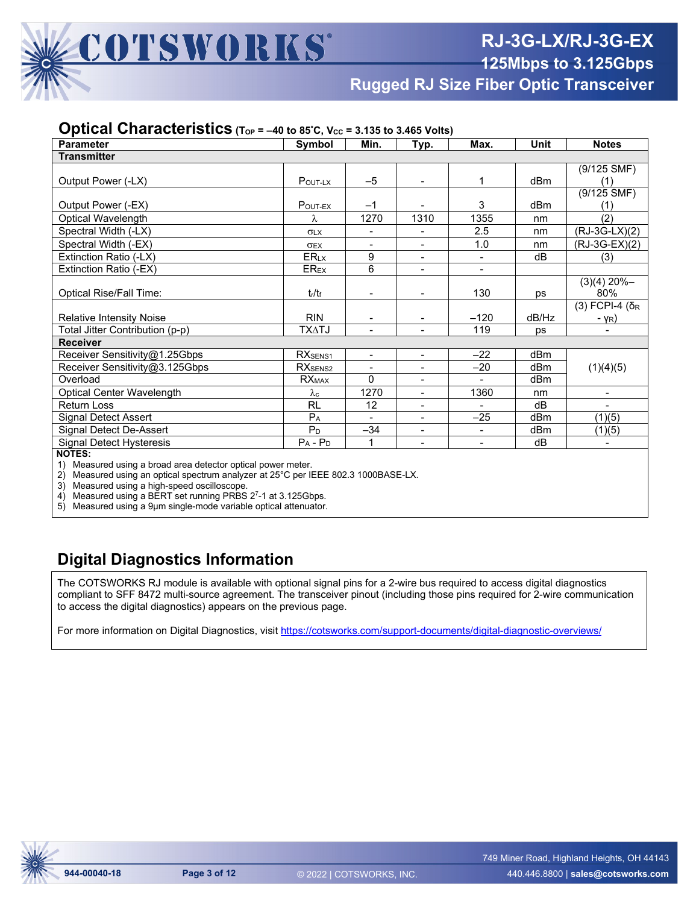## Optical Characteristics ($T_{OP}$ = –40 to 85˚C, $V_{CC}$ = 3.135 to 3.465 Volts)

| Parameter | Symbol | Min. | Typ. | Max. | Unit | Notes |
|---|---|---|---|---|---|---|
| **Transmitter** | | | | | | |
| Output Power (-LX) | $P_{OUT\text{-}LX}$ | –5 | - | 1 | dBm | (9/125 SMF) (1) |
| Output Power (-EX) | $P_{OUT\text{-}EX}$ | –1 | - | 3 | dBm | (9/125 SMF) (1) |
| Optical Wavelength | $\lambda$ | 1270 | 1310 | 1355 | nm | (2) |
| Spectral Width (-LX) | $\sigma_{LX}$ | - | - | 2.5 | nm | (RJ-3G-LX)(2) |
| Spectral Width (-EX) | $\sigma_{EX}$ | - | - | 1.0 | nm | (RJ-3G-EX)(2) |
| Extinction Ratio (-LX) | $ER_{LX}$ | 9 | - | - | dB | (3) |
| Extinction Ratio (-EX) | $ER_{EX}$ | 6 | - | - | | |
| Optical Rise/Fall Time: | $t_r/t_f$ | - | - | 130 | ps | (3)(4) 20%–80% |
| Relative Intensity Noise | RIN | - | - | –120 | dB/Hz | (3) FCPI-4 ($\delta_R$ - $\gamma_R$) |
| Total Jitter Contribution (p-p) | $TX\Delta TJ$ | - | - | 119 | ps | - |
| **Receiver** | | | | | | |
| Receiver Sensitivity@1.25Gbps | $RX_{SENS1}$ | - | - | –22 | dBm | (1)(4)(5) |
| Receiver Sensitivity@3.125Gbps | $RX_{SENS2}$ | - | - | –20 | dBm | (1)(4)(5) |
| Overload | $RX_{MAX}$ | 0 | - | - | dBm | (1)(4)(5) |
| Optical Center Wavelength | $\lambda_c$ | 1270 | - | 1360 | nm | - |
| Return Loss | RL | 12 | - | - | dB | - |
| Signal Detect Assert | $P_A$ | - | - | –25 | dBm | (1)(5) |
| Signal Detect De-Assert | $P_D$ | –34 | - | - | dBm | (1)(5) |
| Signal Detect Hysteresis | $P_A$ - $P_D$ | 1 | - | - | dB | - |

**NOTES:**

1) Measured using a broad area detector optical power meter.
2) Measured using an optical spectrum analyzer at 25°C per IEEE 802.3 1000BASE-LX.
3) Measured using a high-speed oscilloscope.
4) Measured using a BERT set running PRBS $2^7$-1 at 3.125Gbps.
5) Measured using a 9μm single-mode variable optical attenuator.

## Digital Diagnostics Information

The COTSWORKS RJ module is available with optional signal pins for a 2-wire bus required to access digital diagnostics compliant to SFF 8472 multi-source agreement. The transceiver pinout (including those pins required for 2-wire communication to access the digital diagnostics) appears on the previous page.

For more information on Digital Diagnostics, visit https://cotsworks.com/support-documents/digital-diagnostic-overviews/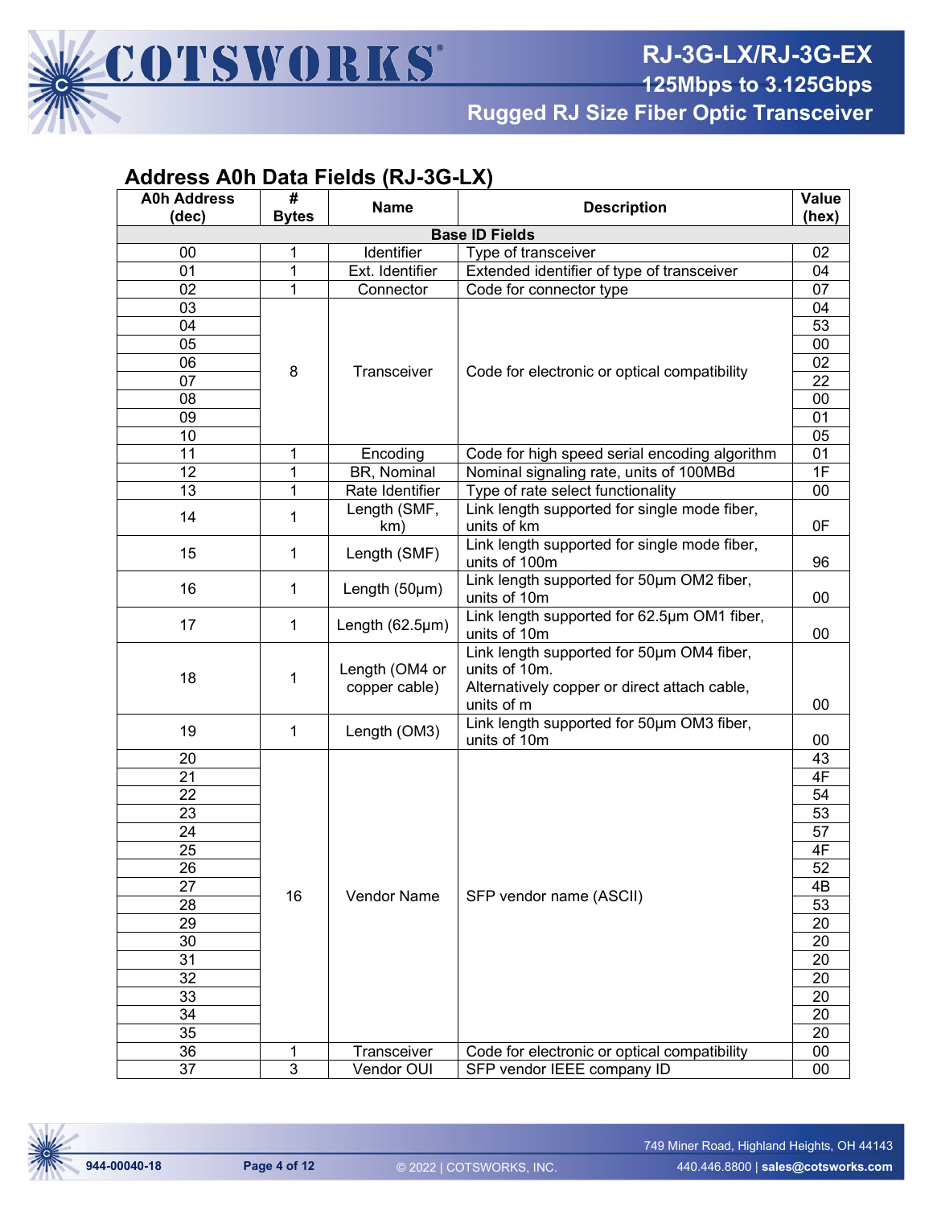## Address A0h Data Fields (RJ-3G-LX)

| A0h Address (dec) | # Bytes | Name | Description | Value (hex) |
|---|---|---|---|---|
| **Base ID Fields** | | | | |
| 00 | 1 | Identifier | Type of transceiver | 02 |
| 01 | 1 | Ext. Identifier | Extended identifier of type of transceiver | 04 |
| 02 | 1 | Connector | Code for connector type | 07 |
| 03 | 8 | Transceiver | Code for electronic or optical compatibility | 04 |
| 04 | | | | 53 |
| 05 | | | | 00 |
| 06 | | | | 02 |
| 07 | | | | 22 |
| 08 | | | | 00 |
| 09 | | | | 01 |
| 10 | | | | 05 |
| 11 | 1 | Encoding | Code for high speed serial encoding algorithm | 01 |
| 12 | 1 | BR, Nominal | Nominal signaling rate, units of 100MBd | 1F |
| 13 | 1 | Rate Identifier | Type of rate select functionality | 00 |
| 14 | 1 | Length (SMF, km) | Link length supported for single mode fiber, units of km | 0F |
| 15 | 1 | Length (SMF) | Link length supported for single mode fiber, units of 100m | 96 |
| 16 | 1 | Length (50µm) | Link length supported for 50µm OM2 fiber, units of 10m | 00 |
| 17 | 1 | Length (62.5µm) | Link length supported for 62.5µm OM1 fiber, units of 10m | 00 |
| 18 | 1 | Length (OM4 or copper cable) | Link length supported for 50µm OM4 fiber, units of 10m. Alternatively copper or direct attach cable, units of m | 00 |
| 19 | 1 | Length (OM3) | Link length supported for 50µm OM3 fiber, units of 10m | 00 |
| 20 | 16 | Vendor Name | SFP vendor name (ASCII) | 43 |
| 21 | | | | 4F |
| 22 | | | | 54 |
| 23 | | | | 53 |
| 24 | | | | 57 |
| 25 | | | | 4F |
| 26 | | | | 52 |
| 27 | | | | 4B |
| 28 | | | | 53 |
| 29 | | | | 20 |
| 30 | | | | 20 |
| 31 | | | | 20 |
| 32 | | | | 20 |
| 33 | | | | 20 |
| 34 | | | | 20 |
| 35 | | | | 20 |
| 36 | 1 | Transceiver | Code for electronic or optical compatibility | 00 |
| 37 | 3 | Vendor OUI | SFP vendor IEEE company ID | 00 |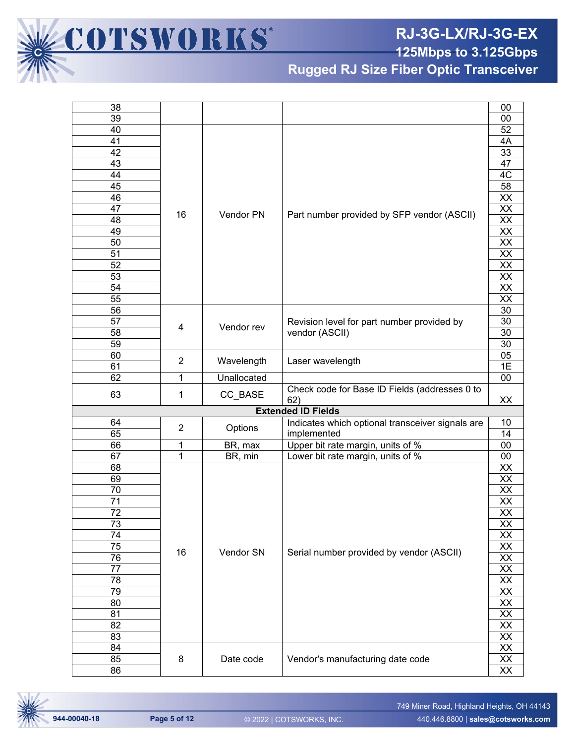| | | | | |
|---|---|---|---|---|
| 38 | | | | 00 |
| 39 | | | | 00 |
| 40 | 16 | Vendor PN | Part number provided by SFP vendor (ASCII) | 52 |
| 41 | | | | 4A |
| 42 | | | | 33 |
| 43 | | | | 47 |
| 44 | | | | 4C |
| 45 | | | | 58 |
| 46 | | | | XX |
| 47 | | | | XX |
| 48 | | | | XX |
| 49 | | | | XX |
| 50 | | | | XX |
| 51 | | | | XX |
| 52 | | | | XX |
| 53 | | | | XX |
| 54 | | | | XX |
| 55 | | | | XX |
| 56 | 4 | Vendor rev | Revision level for part number provided by vendor (ASCII) | 30 |
| 57 | | | | 30 |
| 58 | | | | 30 |
| 59 | | | | 30 |
| 60 | 2 | Wavelength | Laser wavelength | 05 |
| 61 | | | | 1E |
| 62 | 1 | Unallocated | | 00 |
| 63 | 1 | CC_BASE | Check code for Base ID Fields (addresses 0 to 62) | XX |
| **Extended ID Fields** | | | | |
| 64 | 2 | Options | Indicates which optional transceiver signals are implemented | 10 |
| 65 | | | | 14 |
| 66 | 1 | BR, max | Upper bit rate margin, units of % | 00 |
| 67 | 1 | BR, min | Lower bit rate margin, units of % | 00 |
| 68 | 16 | Vendor SN | Serial number provided by vendor (ASCII) | XX |
| 69 | | | | XX |
| 70 | | | | XX |
| 71 | | | | XX |
| 72 | | | | XX |
| 73 | | | | XX |
| 74 | | | | XX |
| 75 | | | | XX |
| 76 | | | | XX |
| 77 | | | | XX |
| 78 | | | | XX |
| 79 | | | | XX |
| 80 | | | | XX |
| 81 | | | | XX |
| 82 | | | | XX |
| 83 | | | | XX |
| 84 | 8 | Date code | Vendor's manufacturing date code | XX |
| 85 | | | | XX |
| 86 | | | | XX |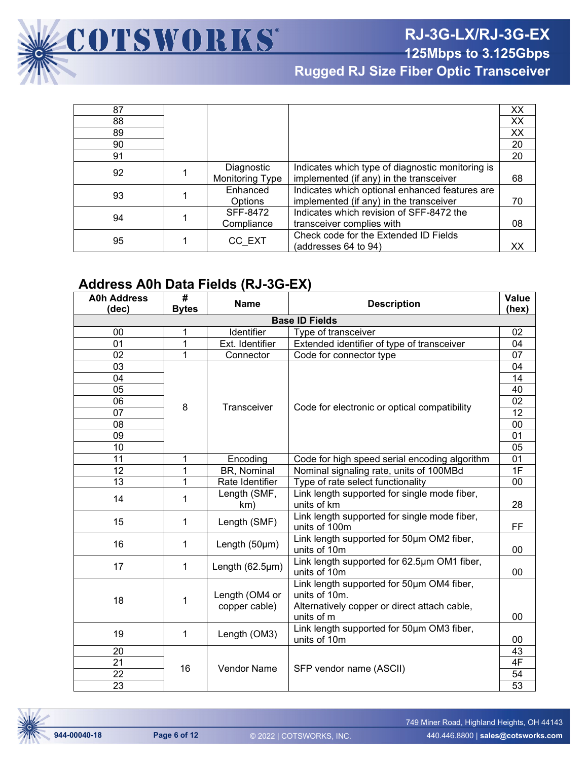| | | | | |
|---|---|---|---|---|
| 87 | | | | XX |
| 88 | | | | XX |
| 89 | | | | XX |
| 90 | | | | 20 |
| 91 | | | | 20 |
| 92 | 1 | Diagnostic Monitoring Type | Indicates which type of diagnostic monitoring is implemented (if any) in the transceiver | 68 |
| 93 | 1 | Enhanced Options | Indicates which optional enhanced features are implemented (if any) in the transceiver | 70 |
| 94 | 1 | SFF-8472 Compliance | Indicates which revision of SFF-8472 the transceiver complies with | 08 |
| 95 | 1 | CC_EXT | Check code for the Extended ID Fields (addresses 64 to 94) | XX |

## Address A0h Data Fields (RJ-3G-EX)

| A0h Address (dec) | # Bytes | Name | Description | Value (hex) |
|---|---|---|---|---|
| **Base ID Fields** | | | | |
| 00 | 1 | Identifier | Type of transceiver | 02 |
| 01 | 1 | Ext. Identifier | Extended identifier of type of transceiver | 04 |
| 02 | 1 | Connector | Code for connector type | 07 |
| 03 | 8 | Transceiver | Code for electronic or optical compatibility | 04 |
| 04 | | | | 14 |
| 05 | | | | 40 |
| 06 | | | | 02 |
| 07 | | | | 12 |
| 08 | | | | 00 |
| 09 | | | | 01 |
| 10 | | | | 05 |
| 11 | 1 | Encoding | Code for high speed serial encoding algorithm | 01 |
| 12 | 1 | BR, Nominal | Nominal signaling rate, units of 100MBd | 1F |
| 13 | 1 | Rate Identifier | Type of rate select functionality | 00 |
| 14 | 1 | Length (SMF, km) | Link length supported for single mode fiber, units of km | 28 |
| 15 | 1 | Length (SMF) | Link length supported for single mode fiber, units of 100m | FF |
| 16 | 1 | Length (50µm) | Link length supported for 50µm OM2 fiber, units of 10m | 00 |
| 17 | 1 | Length (62.5µm) | Link length supported for 62.5µm OM1 fiber, units of 10m | 00 |
| 18 | 1 | Length (OM4 or copper cable) | Link length supported for 50µm OM4 fiber, units of 10m. Alternatively copper or direct attach cable, units of m | 00 |
| 19 | 1 | Length (OM3) | Link length supported for 50µm OM3 fiber, units of 10m | 00 |
| 20 | 16 | Vendor Name | SFP vendor name (ASCII) | 43 |
| 21 | | | | 4F |
| 22 | | | | 54 |
| 23 | | | | 53 |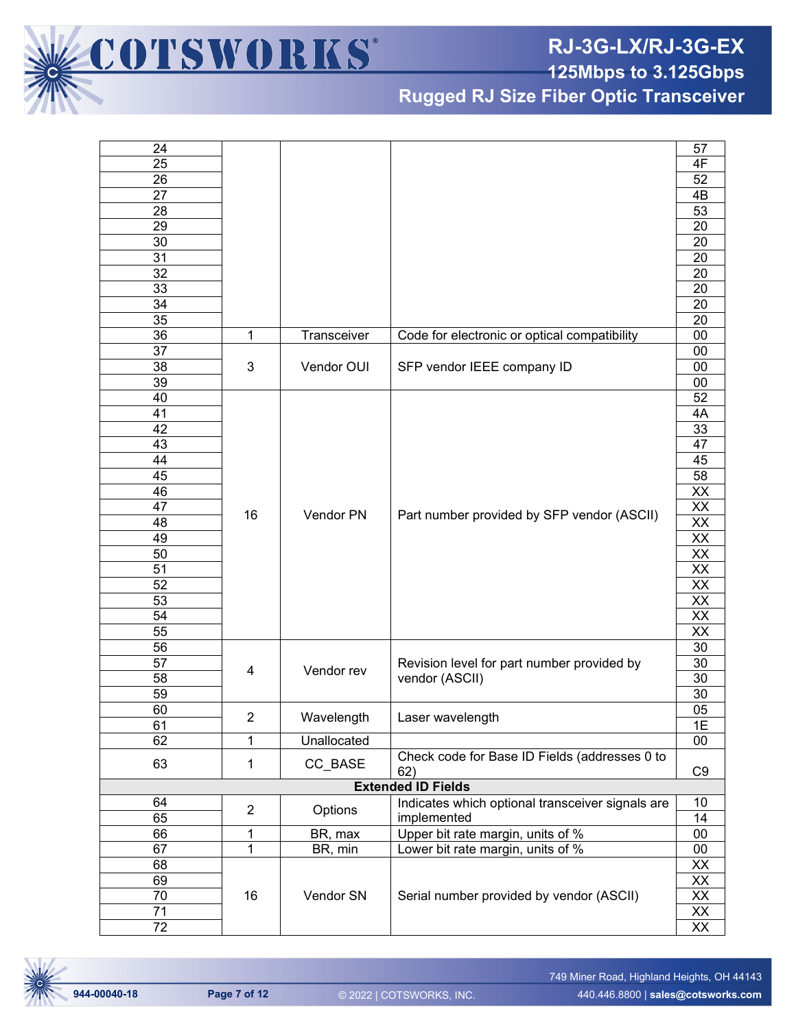| | | | | |
|---|---|---|---|---|
| 24 | | | | 57 |
| 25 | | | | 4F |
| 26 | | | | 52 |
| 27 | | | | 4B |
| 28 | | | | 53 |
| 29 | | | | 20 |
| 30 | | | | 20 |
| 31 | | | | 20 |
| 32 | | | | 20 |
| 33 | | | | 20 |
| 34 | | | | 20 |
| 35 | | | | 20 |
| 36 | 1 | Transceiver | Code for electronic or optical compatibility | 00 |
| 37 | 3 | Vendor OUI | SFP vendor IEEE company ID | 00 |
| 38 | | | | 00 |
| 39 | | | | 00 |
| 40 | 16 | Vendor PN | Part number provided by SFP vendor (ASCII) | 52 |
| 41 | | | | 4A |
| 42 | | | | 33 |
| 43 | | | | 47 |
| 44 | | | | 45 |
| 45 | | | | 58 |
| 46 | | | | XX |
| 47 | | | | XX |
| 48 | | | | XX |
| 49 | | | | XX |
| 50 | | | | XX |
| 51 | | | | XX |
| 52 | | | | XX |
| 53 | | | | XX |
| 54 | | | | XX |
| 55 | | | | XX |
| 56 | 4 | Vendor rev | Revision level for part number provided by vendor (ASCII) | 30 |
| 57 | | | | 30 |
| 58 | | | | 30 |
| 59 | | | | 30 |
| 60 | 2 | Wavelength | Laser wavelength | 05 |
| 61 | | | | 1E |
| 62 | 1 | Unallocated | | 00 |
| 63 | 1 | CC_BASE | Check code for Base ID Fields (addresses 0 to 62) | C9 |
| **Extended ID Fields** | | | | |
| 64 | 2 | Options | Indicates which optional transceiver signals are implemented | 10 |
| 65 | | | | 14 |
| 66 | 1 | BR, max | Upper bit rate margin, units of % | 00 |
| 67 | 1 | BR, min | Lower bit rate margin, units of % | 00 |
| 68 | 16 | Vendor SN | Serial number provided by vendor (ASCII) | XX |
| 69 | | | | XX |
| 70 | | | | XX |
| 71 | | | | XX |
| 72 | | | | XX |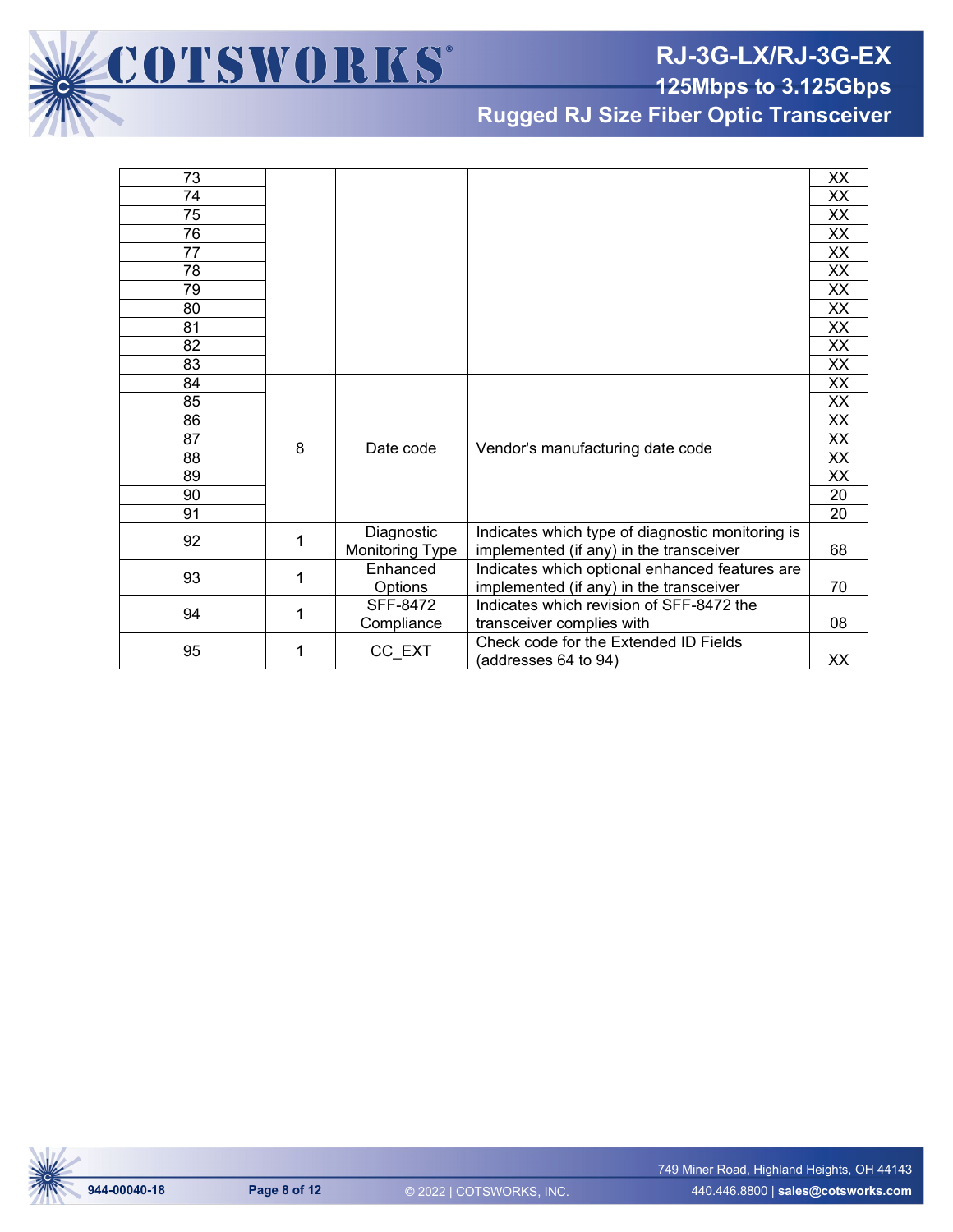| | | | | |
|---|---|---|---|---|
| 73 | | | | XX |
| 74 | | | | XX |
| 75 | | | | XX |
| 76 | | | | XX |
| 77 | | | | XX |
| 78 | | | | XX |
| 79 | | | | XX |
| 80 | | | | XX |
| 81 | | | | XX |
| 82 | | | | XX |
| 83 | | | | XX |
| 84 | 8 | Date code | Vendor's manufacturing date code | XX |
| 85 | | | | XX |
| 86 | | | | XX |
| 87 | | | | XX |
| 88 | | | | XX |
| 89 | | | | XX |
| 90 | | | | 20 |
| 91 | | | | 20 |
| 92 | 1 | Diagnostic Monitoring Type | Indicates which type of diagnostic monitoring is implemented (if any) in the transceiver | 68 |
| 93 | 1 | Enhanced Options | Indicates which optional enhanced features are implemented (if any) in the transceiver | 70 |
| 94 | 1 | SFF-8472 Compliance | Indicates which revision of SFF-8472 the transceiver complies with | 08 |
| 95 | 1 | CC_EXT | Check code for the Extended ID Fields (addresses 64 to 94) | XX |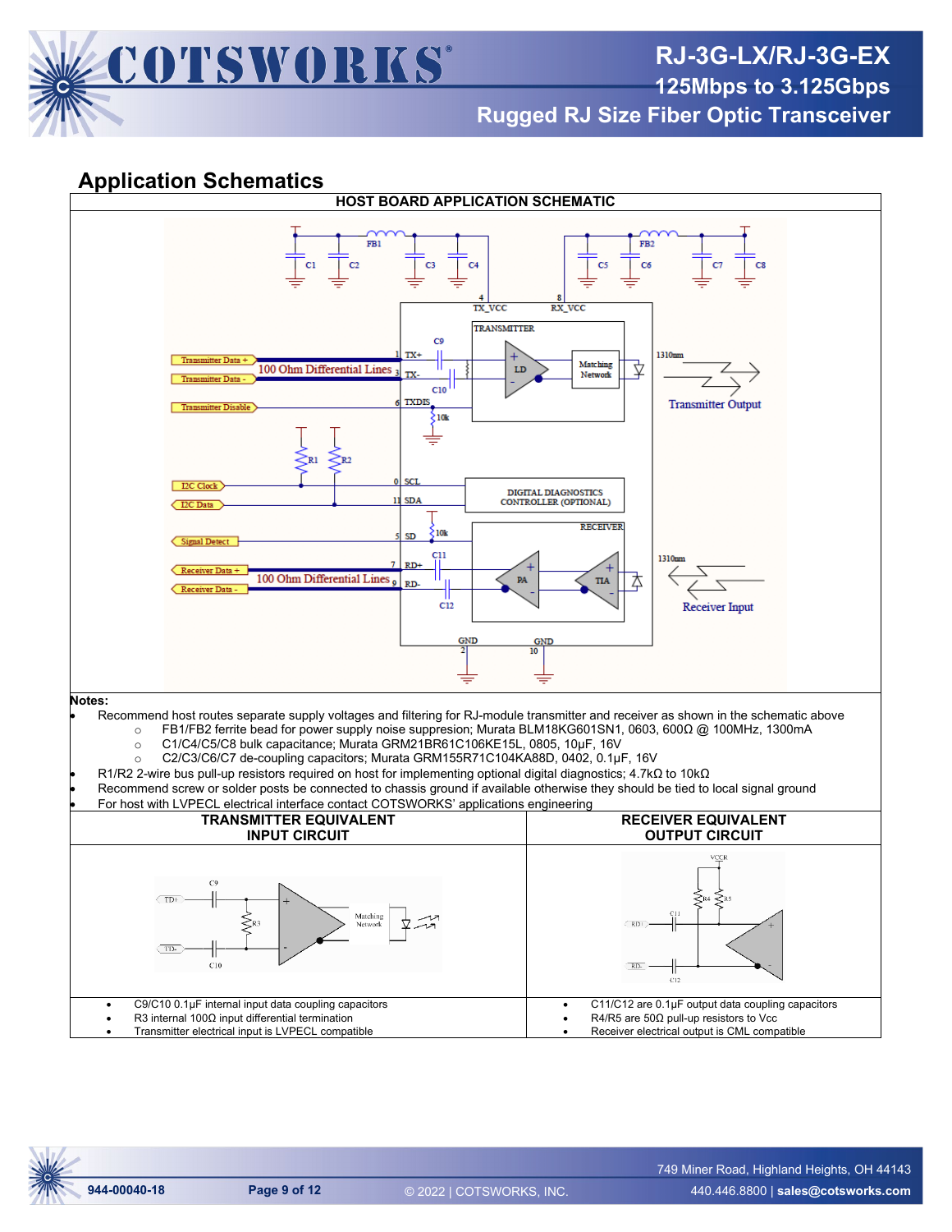## Application Schematics

**HOST BOARD APPLICATION SCHEMATIC**

**Notes:**

- Recommend host routes separate supply voltages and filtering for RJ-module transmitter and receiver as shown in the schematic above
  - FB1/FB2 ferrite bead for power supply noise suppresion; Murata BLM18KG601SN1, 0603, 600Ω @ 100MHz, 1300mA
  - C1/C4/C5/C8 bulk capacitance; Murata GRM21BR61C106KE15L, 0805, 10µF, 16V
  - C2/C3/C6/C7 de-coupling capacitors; Murata GRM155R71C104KA88D, 0402, 0.1µF, 16V
- R1/R2 2-wire bus pull-up resistors required on host for implementing optional digital diagnostics; 4.7kΩ to 10kΩ
- Recommend screw or solder posts be connected to chassis ground if available otherwise they should be tied to local signal ground
- For host with LVPECL electrical interface contact COTSWORKS' applications engineering

| TRANSMITTER EQUIVALENT INPUT CIRCUIT | RECEIVER EQUIVALENT OUTPUT CIRCUIT |
|---|---|
| • C9/C10 0.1µF internal input data coupling capacitors<br>• R3 internal 100Ω input differential termination<br>• Transmitter electrical input is LVPECL compatible | • C11/C12 are 0.1µF output data coupling capacitors<br>• R4/R5 are 50Ω pull-up resistors to Vcc<br>• Receiver electrical output is CML compatible |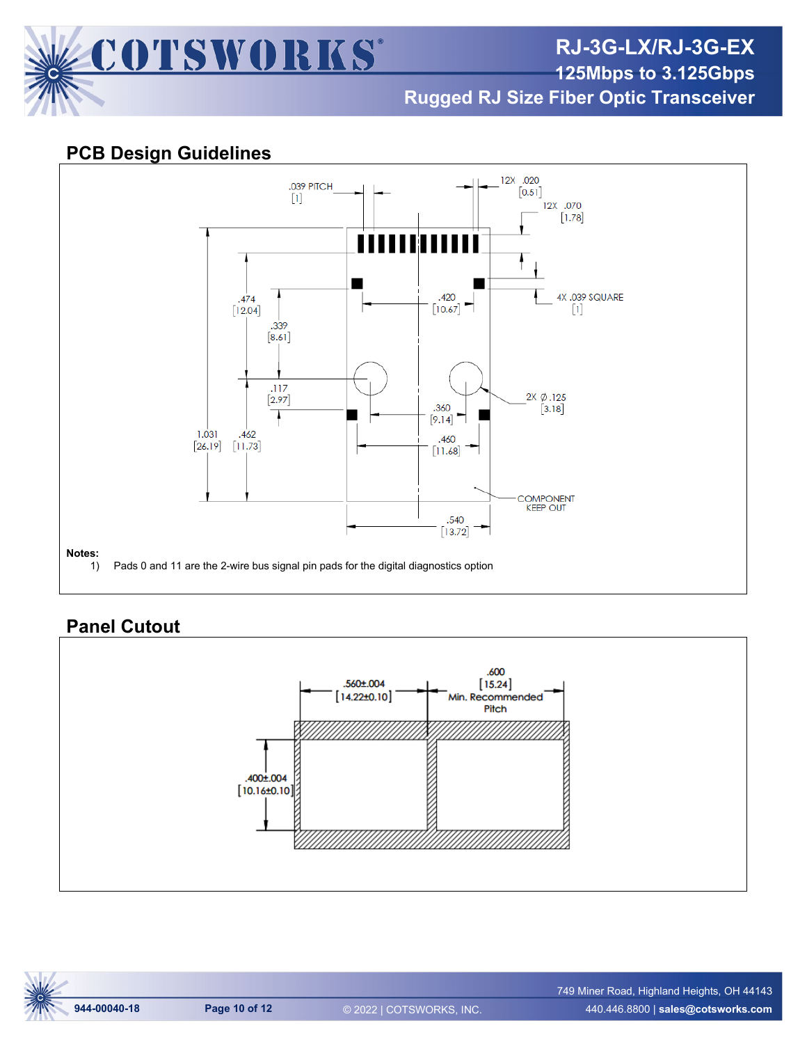## PCB Design Guidelines

.039 PITCH [1]

12X .020 [0.51]

12X .070 [1.78]

4X .039 SQUARE [1]

.474 [12.04]

.339 [8.61]

.420 [10.67]

.117 [2.97]

2X Ø .125 [3.18]

.360 [9.14]

1.031 [26.19]

.462 [11.73]

.460 [11.68]

COMPONENT KEEP OUT

.540 [13.72]

**Notes:**

1) Pads 0 and 11 are the 2-wire bus signal pin pads for the digital diagnostics option

## Panel Cutout

.560±.004 [14.22±0.10]

.600 [15.24] Min. Recommended Pitch

.400±.004 [10.16±0.10]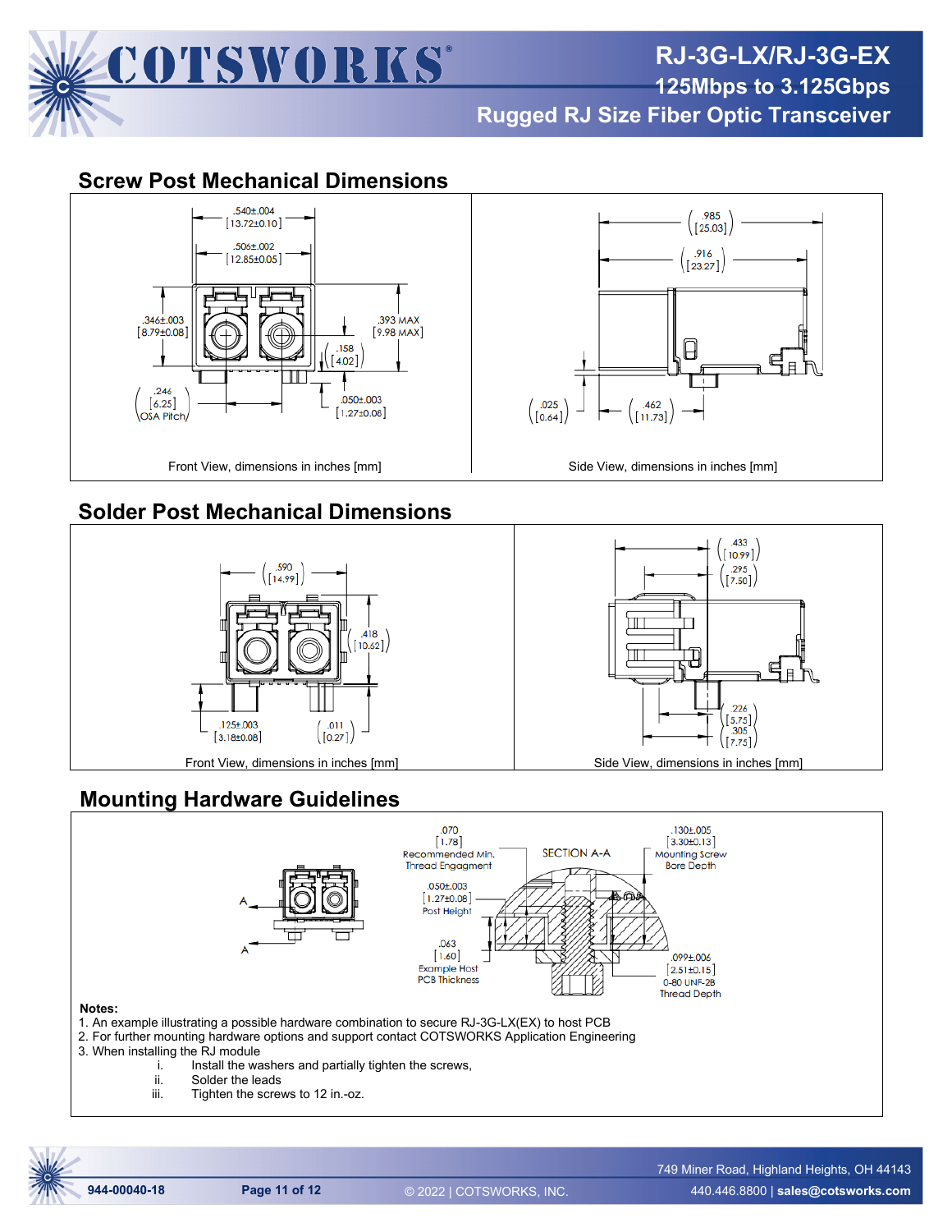## Screw Post Mechanical Dimensions

Front View, dimensions in inches [mm]

Side View, dimensions in inches [mm]

## Solder Post Mechanical Dimensions

Front View, dimensions in inches [mm]

Side View, dimensions in inches [mm]

## Mounting Hardware Guidelines

**Notes:**

1. An example illustrating a possible hardware combination to secure RJ-3G-LX(EX) to host PCB
2. For further mounting hardware options and support contact COTSWORKS Application Engineering
3. When installing the RJ module
   i. Install the washers and partially tighten the screws,
   ii. Solder the leads
   iii. Tighten the screws to 12 in.-oz.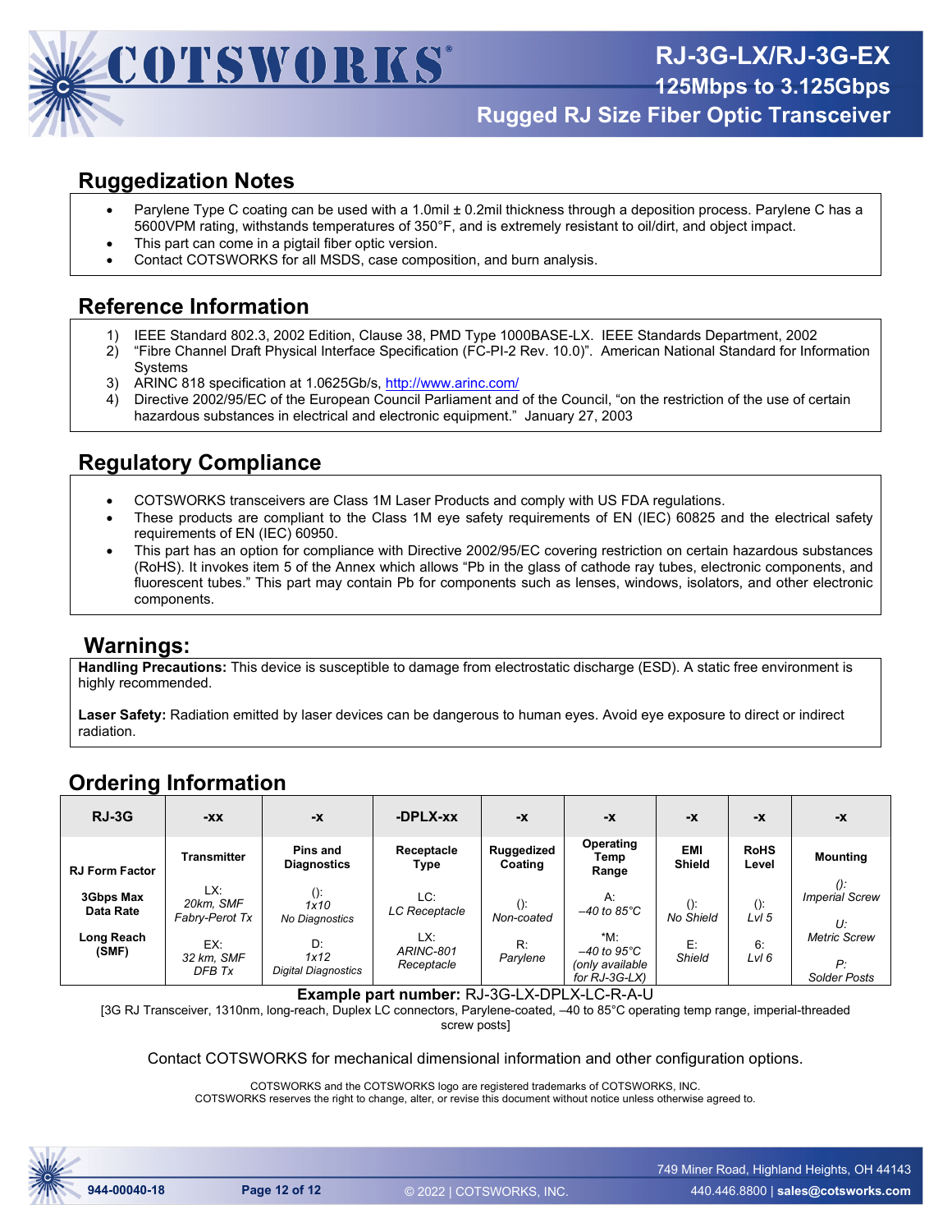## Ruggedization Notes

- Parylene Type C coating can be used with a 1.0mil ± 0.2mil thickness through a deposition process. Parylene C has a 5600VPM rating, withstands temperatures of 350°F, and is extremely resistant to oil/dirt, and object impact.
- This part can come in a pigtail fiber optic version.
- Contact COTSWORKS for all MSDS, case composition, and burn analysis.

## Reference Information

1) IEEE Standard 802.3, 2002 Edition, Clause 38, PMD Type 1000BASE-LX. IEEE Standards Department, 2002
2) "Fibre Channel Draft Physical Interface Specification (FC-PI-2 Rev. 10.0)". American National Standard for Information Systems
3) ARINC 818 specification at 1.0625Gb/s, http://www.arinc.com/
4) Directive 2002/95/EC of the European Council Parliament and of the Council, "on the restriction of the use of certain hazardous substances in electrical and electronic equipment." January 27, 2003

## Regulatory Compliance

- COTSWORKS transceivers are Class 1M Laser Products and comply with US FDA regulations.
- These products are compliant to the Class 1M eye safety requirements of EN (IEC) 60825 and the electrical safety requirements of EN (IEC) 60950.
- This part has an option for compliance with Directive 2002/95/EC covering restriction on certain hazardous substances (RoHS). It invokes item 5 of the Annex which allows "Pb in the glass of cathode ray tubes, electronic components, and fluorescent tubes." This part may contain Pb for components such as lenses, windows, isolators, and other electronic components.

## Warnings:

**Handling Precautions:** This device is susceptible to damage from electrostatic discharge (ESD). A static free environment is highly recommended.

**Laser Safety:** Radiation emitted by laser devices can be dangerous to human eyes. Avoid eye exposure to direct or indirect radiation.

## Ordering Information

| RJ-3G | -XX | -X | -DPLX-xx | -X | -X | -X | -X | -X |
|---|---|---|---|---|---|---|---|---|
| RJ Form Factor | **Transmitter** | **Pins and Diagnostics** | **Receptacle Type** | **Ruggedized Coating** | **Operating Temp Range** | **EMI Shield** | **RoHS Level** | **Mounting** |
| 3Gbps Max Data Rate<br>Long Reach (SMF) | LX: *20km, SMF Fabry-Perot Tx*<br>EX: *32 km, SMF DFB Tx* | (): *1x10 No Diagnostics*<br>D: *1x12 Digital Diagnostics* | LC: *LC Receptacle*<br>LX: *ARINC-801 Receptacle* | (): *Non-coated*<br>R: *Parylene* | A: *–40 to 85°C*<br>*M: *–40 to 95°C (only available for RJ-3G-LX)* | (): *No Shield*<br>E: *Shield* | (): *Lvl 5*<br>6: *Lvl 6* | *():* *Imperial Screw*<br>*U:* *Metric Screw*<br>*P:* *Solder Posts* |

**Example part number:** RJ-3G-LX-DPLX-LC-R-A-U

[3G RJ Transceiver, 1310nm, long-reach, Duplex LC connectors, Parylene-coated, –40 to 85°C operating temp range, imperial-threaded screw posts]

Contact COTSWORKS for mechanical dimensional information and other configuration options.

COTSWORKS and the COTSWORKS logo are registered trademarks of COTSWORKS, INC.
COTSWORKS reserves the right to change, alter, or revise this document without notice unless otherwise agreed to.